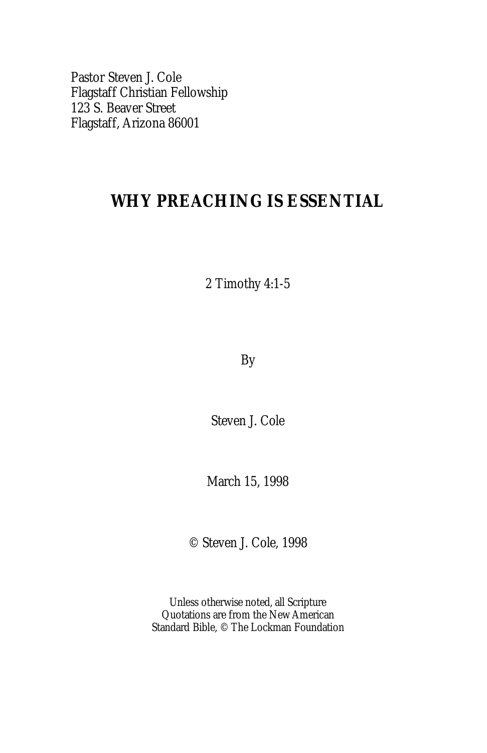Pastor Steven J. Cole
Flagstaff Christian Fellowship
123 S. Beaver Street
Flagstaff, Arizona 86001

# WHY PREACHING IS ESSENTIAL

2 Timothy 4:1-5

By

Steven J. Cole

March 15, 1998

© Steven J. Cole, 1998

Unless otherwise noted, all Scripture
Quotations are from the New American
Standard Bible, © The Lockman Foundation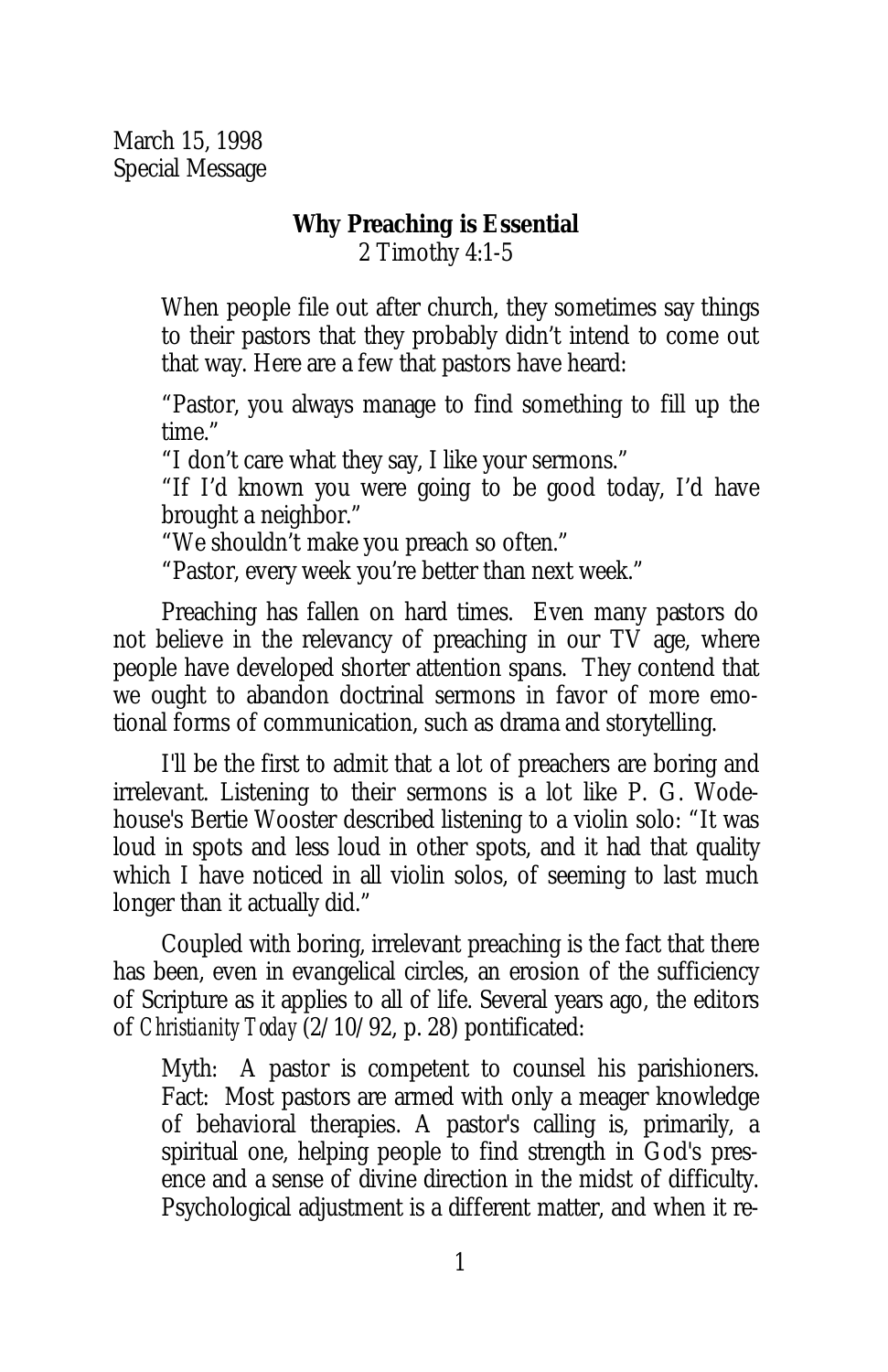March 15, 1998
Special Message

**Why Preaching is Essential**
2 Timothy 4:1-5

> When people file out after church, they sometimes say things to their pastors that they probably didn't intend to come out that way. Here are a few that pastors have heard:
>
> "Pastor, you always manage to find something to fill up the time."
> "I don't care what they say, I like your sermons."
> "If I'd known you were going to be good today, I'd have brought a neighbor."
> "We shouldn't make you preach so often."
> "Pastor, every week you're better than next week."

Preaching has fallen on hard times. Even many pastors do not believe in the relevancy of preaching in our TV age, where people have developed shorter attention spans. They contend that we ought to abandon doctrinal sermons in favor of more emotional forms of communication, such as drama and storytelling.

I'll be the first to admit that a lot of preachers are boring and irrelevant. Listening to their sermons is a lot like P. G. Wodehouse's Bertie Wooster described listening to a violin solo: "It was loud in spots and less loud in other spots, and it had that quality which I have noticed in all violin solos, of seeming to last much longer than it actually did."

Coupled with boring, irrelevant preaching is the fact that there has been, even in evangelical circles, an erosion of the sufficiency of Scripture as it applies to all of life. Several years ago, the editors of *Christianity Today* (2/10/92, p. 28) pontificated:

> Myth: A pastor is competent to counsel his parishioners. Fact: Most pastors are armed with only a meager knowledge of behavioral therapies. A pastor's calling is, primarily, a spiritual one, helping people to find strength in God's presence and a sense of divine direction in the midst of difficulty. Psychological adjustment is a different matter, and when it re-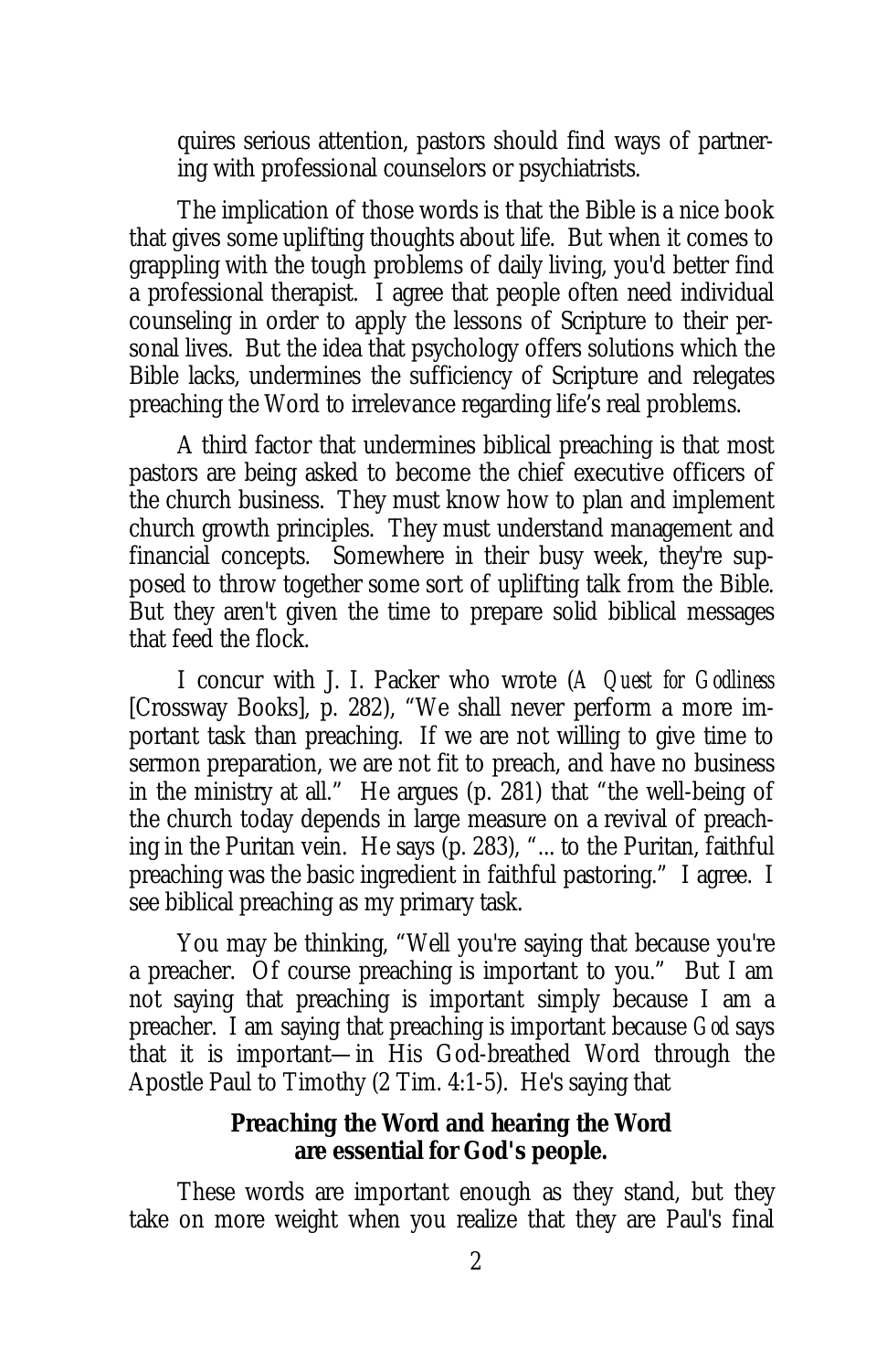quires serious attention, pastors should find ways of partnering with professional counselors or psychiatrists.

The implication of those words is that the Bible is a nice book that gives some uplifting thoughts about life. But when it comes to grappling with the tough problems of daily living, you'd better find a professional therapist. I agree that people often need individual counseling in order to apply the lessons of Scripture to their personal lives. But the idea that psychology offers solutions which the Bible lacks, undermines the sufficiency of Scripture and relegates preaching the Word to irrelevance regarding life's real problems.

A third factor that undermines biblical preaching is that most pastors are being asked to become the chief executive officers of the church business. They must know how to plan and implement church growth principles. They must understand management and financial concepts. Somewhere in their busy week, they're supposed to throw together some sort of uplifting talk from the Bible. But they aren't given the time to prepare solid biblical messages that feed the flock.

I concur with J. I. Packer who wrote (*A Quest for Godliness* [Crossway Books], p. 282), "We shall never perform a more important task than preaching. If we are not willing to give time to sermon preparation, we are not fit to preach, and have no business in the ministry at all." He argues (p. 281) that "the well-being of the church today depends in large measure on a revival of preaching in the Puritan vein. He says (p. 283), "... to the Puritan, faithful preaching was the basic ingredient in faithful pastoring." I agree. I see biblical preaching as my primary task.

You may be thinking, "Well you're saying that because you're a preacher. Of course preaching is important to you." But I am not saying that preaching is important simply because I am a preacher. I am saying that preaching is important because *God* says that it is important—in His God-breathed Word through the Apostle Paul to Timothy (2 Tim. 4:1-5). He's saying that

**Preaching the Word and hearing the Word are essential for God's people.**

These words are important enough as they stand, but they take on more weight when you realize that they are Paul's final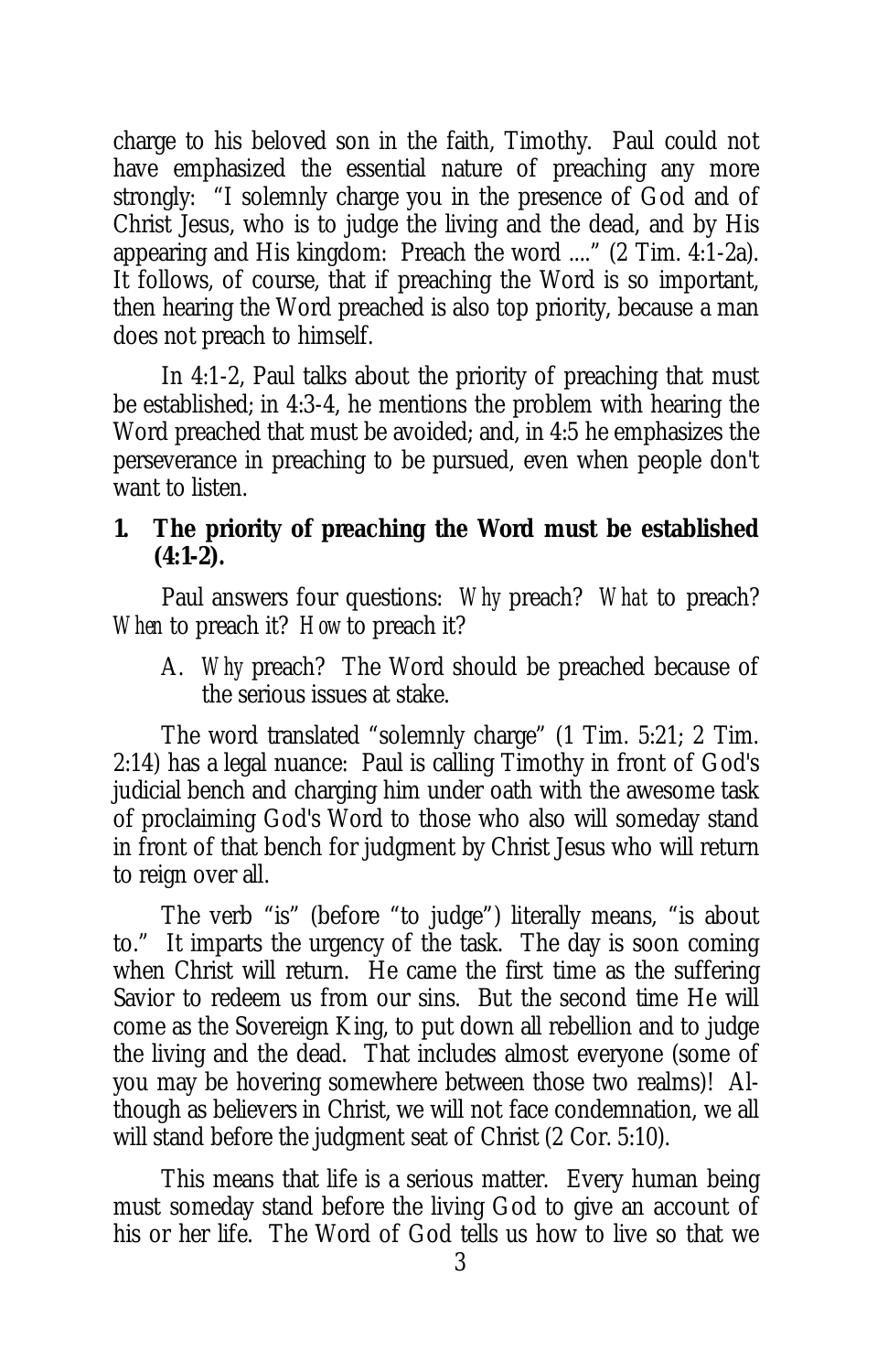charge to his beloved son in the faith, Timothy. Paul could not have emphasized the essential nature of preaching any more strongly: "I solemnly charge you in the presence of God and of Christ Jesus, who is to judge the living and the dead, and by His appearing and His kingdom: Preach the word ...." (2 Tim. 4:1-2a). It follows, of course, that if preaching the Word is so important, then hearing the Word preached is also top priority, because a man does not preach to himself.

In 4:1-2, Paul talks about the priority of preaching that must be established; in 4:3-4, he mentions the problem with hearing the Word preached that must be avoided; and, in 4:5 he emphasizes the perseverance in preaching to be pursued, even when people don't want to listen.

**1. The priority of preaching the Word must be established (4:1-2).**

Paul answers four questions: *Why* preach? *What* to preach? *When* to preach it? *How* to preach it?

A. *Why* preach? The Word should be preached because of the serious issues at stake.

The word translated "solemnly charge" (1 Tim. 5:21; 2 Tim. 2:14) has a legal nuance: Paul is calling Timothy in front of God's judicial bench and charging him under oath with the awesome task of proclaiming God's Word to those who also will someday stand in front of that bench for judgment by Christ Jesus who will return to reign over all.

The verb "is" (before "to judge") literally means, "is about to." It imparts the urgency of the task. The day is soon coming when Christ will return. He came the first time as the suffering Savior to redeem us from our sins. But the second time He will come as the Sovereign King, to put down all rebellion and to judge the living and the dead. That includes almost everyone (some of you may be hovering somewhere between those two realms)! Although as believers in Christ, we will not face condemnation, we all will stand before the judgment seat of Christ (2 Cor. 5:10).

This means that life is a serious matter. Every human being must someday stand before the living God to give an account of his or her life. The Word of God tells us how to live so that we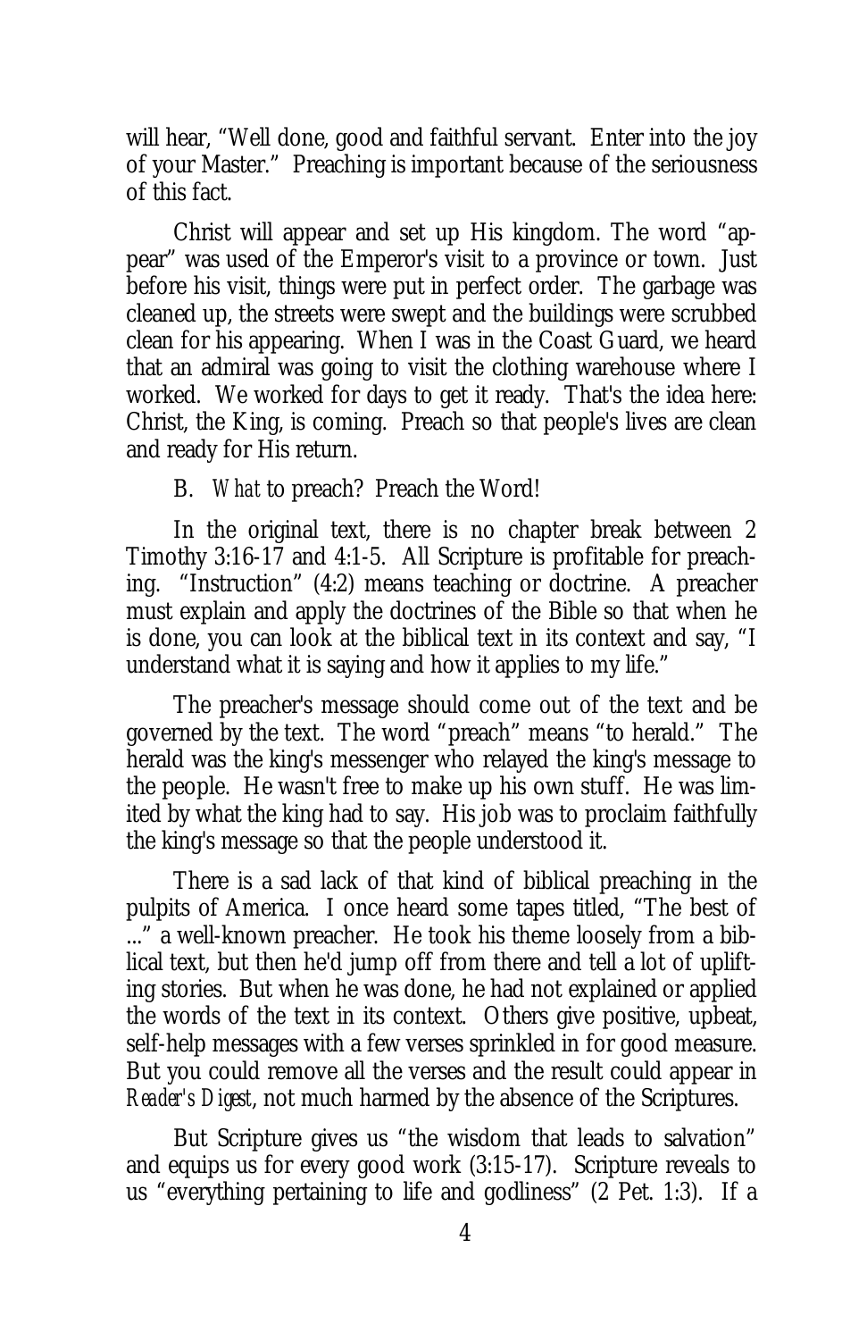will hear, "Well done, good and faithful servant. Enter into the joy of your Master." Preaching is important because of the seriousness of this fact.

Christ will appear and set up His kingdom. The word "appear" was used of the Emperor's visit to a province or town. Just before his visit, things were put in perfect order. The garbage was cleaned up, the streets were swept and the buildings were scrubbed clean for his appearing. When I was in the Coast Guard, we heard that an admiral was going to visit the clothing warehouse where I worked. We worked for days to get it ready. That's the idea here: Christ, the King, is coming. Preach so that people's lives are clean and ready for His return.

B. *What* to preach? Preach the Word!

In the original text, there is no chapter break between 2 Timothy 3:16-17 and 4:1-5. All Scripture is profitable for preaching. "Instruction" (4:2) means teaching or doctrine. A preacher must explain and apply the doctrines of the Bible so that when he is done, you can look at the biblical text in its context and say, "I understand what it is saying and how it applies to my life."

The preacher's message should come out of the text and be governed by the text. The word "preach" means "to herald." The herald was the king's messenger who relayed the king's message to the people. He wasn't free to make up his own stuff. He was limited by what the king had to say. His job was to proclaim faithfully the king's message so that the people understood it.

There is a sad lack of that kind of biblical preaching in the pulpits of America. I once heard some tapes titled, "The best of ..." a well-known preacher. He took his theme loosely from a biblical text, but then he'd jump off from there and tell a lot of uplifting stories. But when he was done, he had not explained or applied the words of the text in its context. Others give positive, upbeat, self-help messages with a few verses sprinkled in for good measure. But you could remove all the verses and the result could appear in *Reader's Digest*, not much harmed by the absence of the Scriptures.

But Scripture gives us "the wisdom that leads to salvation" and equips us for every good work (3:15-17). Scripture reveals to us "everything pertaining to life and godliness" (2 Pet. 1:3). If a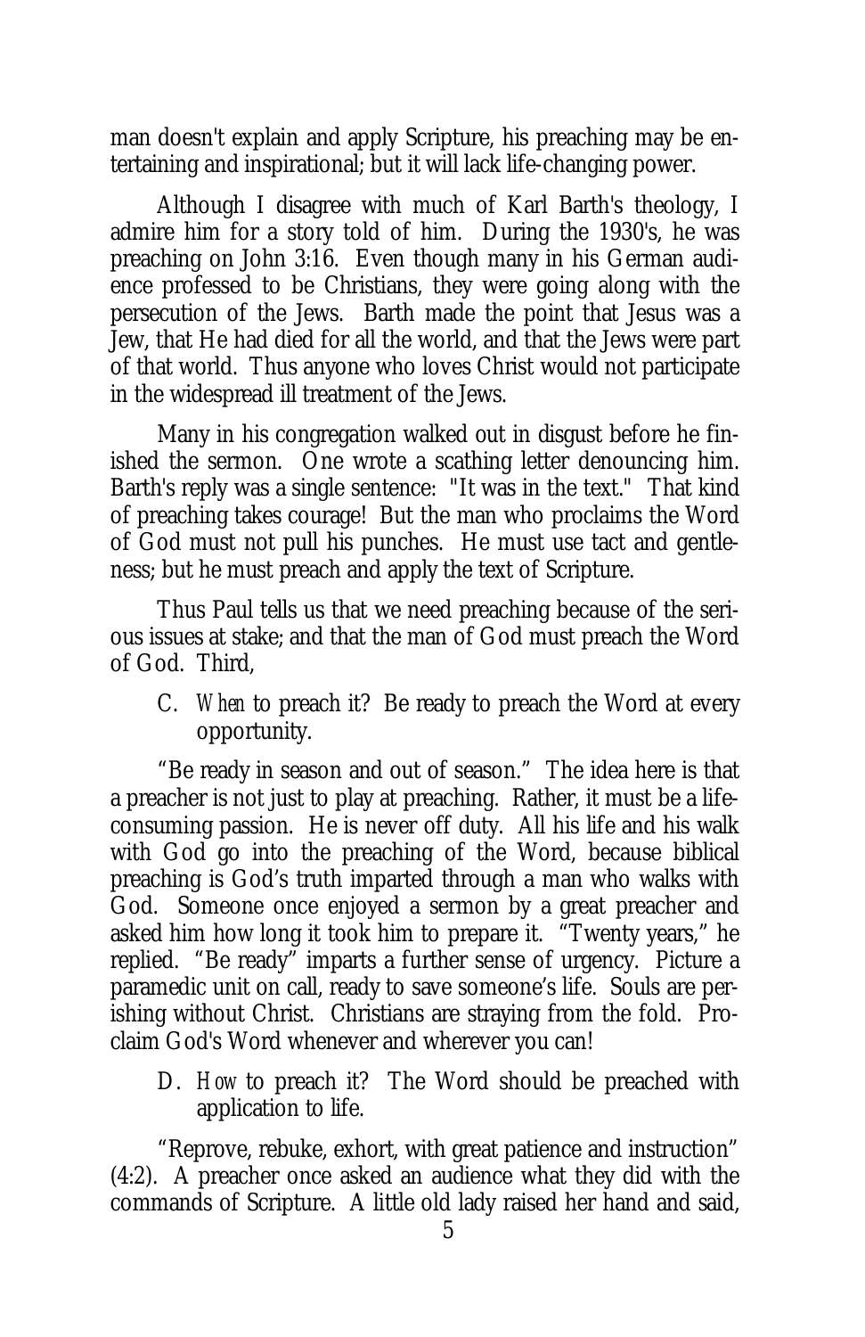man doesn't explain and apply Scripture, his preaching may be entertaining and inspirational; but it will lack life-changing power.

Although I disagree with much of Karl Barth's theology, I admire him for a story told of him. During the 1930's, he was preaching on John 3:16. Even though many in his German audience professed to be Christians, they were going along with the persecution of the Jews. Barth made the point that Jesus was a Jew, that He had died for all the world, and that the Jews were part of that world. Thus anyone who loves Christ would not participate in the widespread ill treatment of the Jews.

Many in his congregation walked out in disgust before he finished the sermon. One wrote a scathing letter denouncing him. Barth's reply was a single sentence: "It was in the text." That kind of preaching takes courage! But the man who proclaims the Word of God must not pull his punches. He must use tact and gentleness; but he must preach and apply the text of Scripture.

Thus Paul tells us that we need preaching because of the serious issues at stake; and that the man of God must preach the Word of God. Third,

C. *When* to preach it? Be ready to preach the Word at every opportunity.

"Be ready in season and out of season." The idea here is that a preacher is not just to play at preaching. Rather, it must be a life-consuming passion. He is never off duty. All his life and his walk with God go into the preaching of the Word, because biblical preaching is God's truth imparted through a man who walks with God. Someone once enjoyed a sermon by a great preacher and asked him how long it took him to prepare it. "Twenty years," he replied. "Be ready" imparts a further sense of urgency. Picture a paramedic unit on call, ready to save someone's life. Souls are perishing without Christ. Christians are straying from the fold. Proclaim God's Word whenever and wherever you can!

D. *How* to preach it? The Word should be preached with application to life.

"Reprove, rebuke, exhort, with great patience and instruction" (4:2). A preacher once asked an audience what they did with the commands of Scripture. A little old lady raised her hand and said,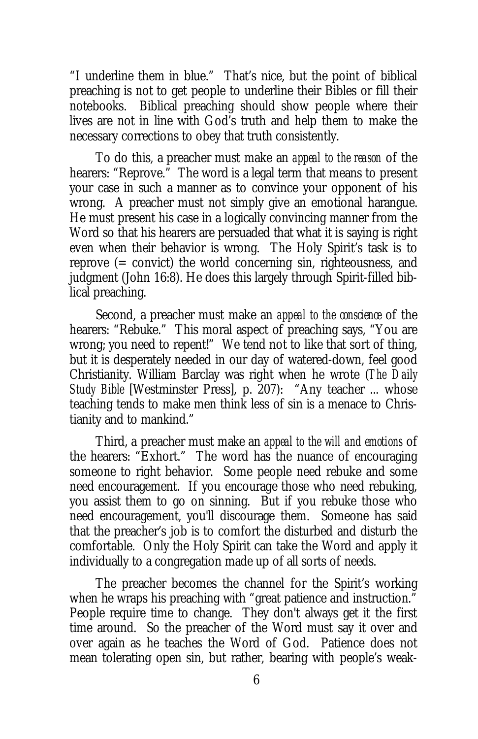"I underline them in blue." That's nice, but the point of biblical preaching is not to get people to underline their Bibles or fill their notebooks. Biblical preaching should show people where their lives are not in line with God's truth and help them to make the necessary corrections to obey that truth consistently.

To do this, a preacher must make an *appeal to the reason* of the hearers: "Reprove." The word is a legal term that means to present your case in such a manner as to convince your opponent of his wrong. A preacher must not simply give an emotional harangue. He must present his case in a logically convincing manner from the Word so that his hearers are persuaded that what it is saying is right even when their behavior is wrong. The Holy Spirit's task is to reprove (= convict) the world concerning sin, righteousness, and judgment (John 16:8). He does this largely through Spirit-filled biblical preaching.

Second, a preacher must make an *appeal to the conscience* of the hearers: "Rebuke." This moral aspect of preaching says, "You are wrong; you need to repent!" We tend not to like that sort of thing, but it is desperately needed in our day of watered-down, feel good Christianity. William Barclay was right when he wrote (*The Daily Study Bible* [Westminster Press], p. 207): "Any teacher ... whose teaching tends to make men think less of sin is a menace to Christianity and to mankind."

Third, a preacher must make an *appeal to the will and emotions* of the hearers: "Exhort." The word has the nuance of encouraging someone to right behavior. Some people need rebuke and some need encouragement. If you encourage those who need rebuking, you assist them to go on sinning. But if you rebuke those who need encouragement, you'll discourage them. Someone has said that the preacher's job is to comfort the disturbed and disturb the comfortable. Only the Holy Spirit can take the Word and apply it individually to a congregation made up of all sorts of needs.

The preacher becomes the channel for the Spirit's working when he wraps his preaching with "great patience and instruction." People require time to change. They don't always get it the first time around. So the preacher of the Word must say it over and over again as he teaches the Word of God. Patience does not mean tolerating open sin, but rather, bearing with people's weak-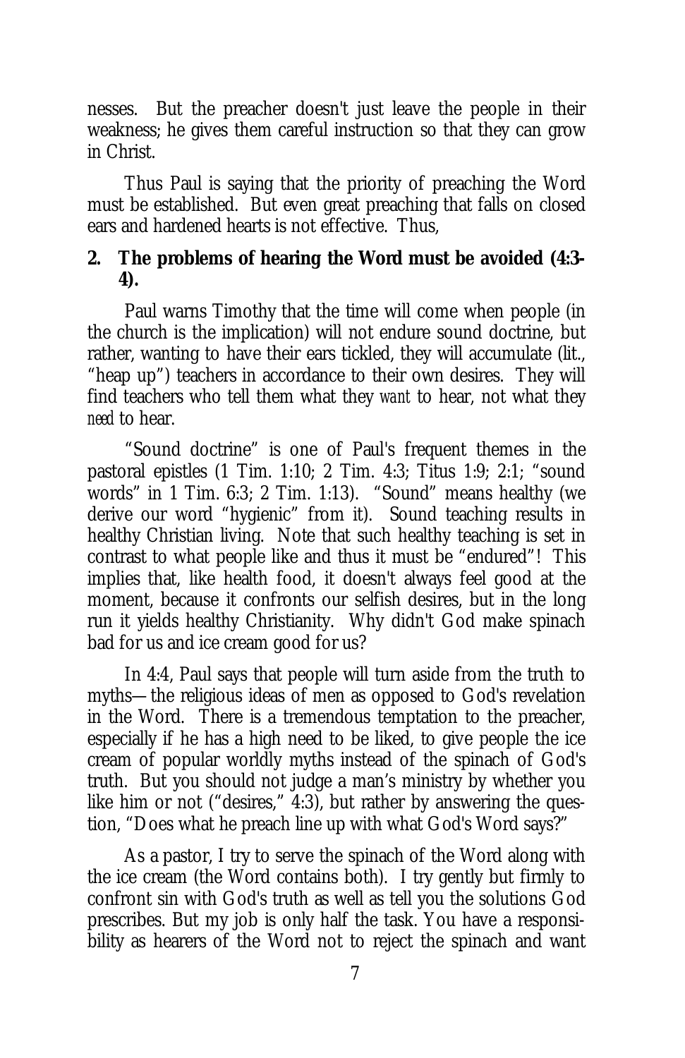nesses. But the preacher doesn't just leave the people in their weakness; he gives them careful instruction so that they can grow in Christ.

Thus Paul is saying that the priority of preaching the Word must be established. But even great preaching that falls on closed ears and hardened hearts is not effective. Thus,

**2. The problems of hearing the Word must be avoided (4:3-4).**

Paul warns Timothy that the time will come when people (in the church is the implication) will not endure sound doctrine, but rather, wanting to have their ears tickled, they will accumulate (lit., "heap up") teachers in accordance to their own desires. They will find teachers who tell them what they *want* to hear, not what they *need* to hear.

"Sound doctrine" is one of Paul's frequent themes in the pastoral epistles (1 Tim. 1:10; 2 Tim. 4:3; Titus 1:9; 2:1; "sound words" in 1 Tim. 6:3; 2 Tim. 1:13). "Sound" means healthy (we derive our word "hygienic" from it). Sound teaching results in healthy Christian living. Note that such healthy teaching is set in contrast to what people like and thus it must be "endured"! This implies that, like health food, it doesn't always feel good at the moment, because it confronts our selfish desires, but in the long run it yields healthy Christianity. Why didn't God make spinach bad for us and ice cream good for us?

In 4:4, Paul says that people will turn aside from the truth to myths—the religious ideas of men as opposed to God's revelation in the Word. There is a tremendous temptation to the preacher, especially if he has a high need to be liked, to give people the ice cream of popular worldly myths instead of the spinach of God's truth. But you should not judge a man's ministry by whether you like him or not ("desires," 4:3), but rather by answering the question, "Does what he preach line up with what God's Word says?"

As a pastor, I try to serve the spinach of the Word along with the ice cream (the Word contains both). I try gently but firmly to confront sin with God's truth as well as tell you the solutions God prescribes. But my job is only half the task. You have a responsibility as hearers of the Word not to reject the spinach and want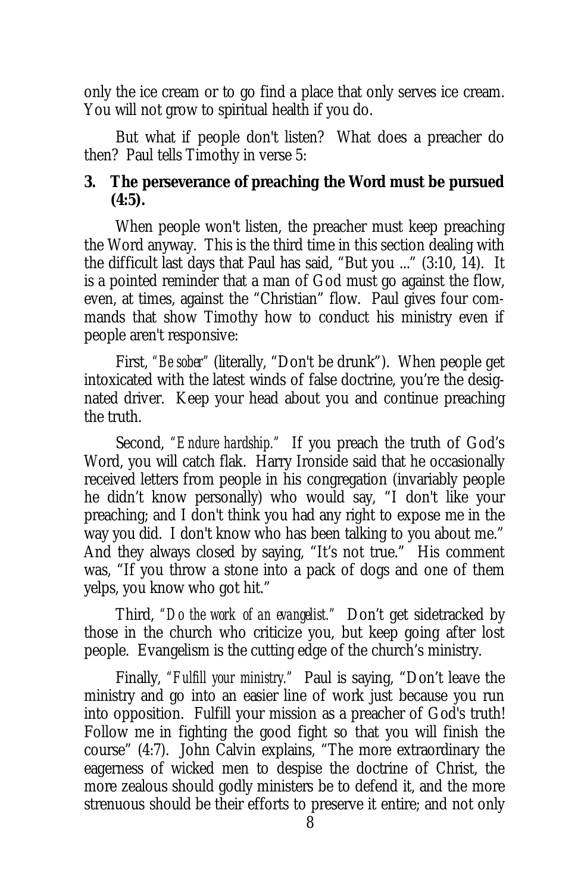only the ice cream or to go find a place that only serves ice cream. You will not grow to spiritual health if you do.

But what if people don't listen? What does a preacher do then? Paul tells Timothy in verse 5:

**3. The perseverance of preaching the Word must be pursued (4:5).**

When people won't listen, the preacher must keep preaching the Word anyway. This is the third time in this section dealing with the difficult last days that Paul has said, "But you ..." (3:10, 14). It is a pointed reminder that a man of God must go against the flow, even, at times, against the "Christian" flow. Paul gives four commands that show Timothy how to conduct his ministry even if people aren't responsive:

First, *"Be sober"* (literally, "Don't be drunk"). When people get intoxicated with the latest winds of false doctrine, you're the designated driver. Keep your head about you and continue preaching the truth.

Second, *"Endure hardship."* If you preach the truth of God's Word, you will catch flak. Harry Ironside said that he occasionally received letters from people in his congregation (invariably people he didn't know personally) who would say, "I don't like your preaching; and I don't think you had any right to expose me in the way you did. I don't know who has been talking to you about me." And they always closed by saying, "It's not true." His comment was, "If you throw a stone into a pack of dogs and one of them yelps, you know who got hit."

Third, *"Do the work of an evangelist."* Don't get sidetracked by those in the church who criticize you, but keep going after lost people. Evangelism is the cutting edge of the church's ministry.

Finally, *"Fulfill your ministry."* Paul is saying, "Don't leave the ministry and go into an easier line of work just because you run into opposition. Fulfill your mission as a preacher of God's truth! Follow me in fighting the good fight so that you will finish the course" (4:7). John Calvin explains, "The more extraordinary the eagerness of wicked men to despise the doctrine of Christ, the more zealous should godly ministers be to defend it, and the more strenuous should be their efforts to preserve it entire; and not only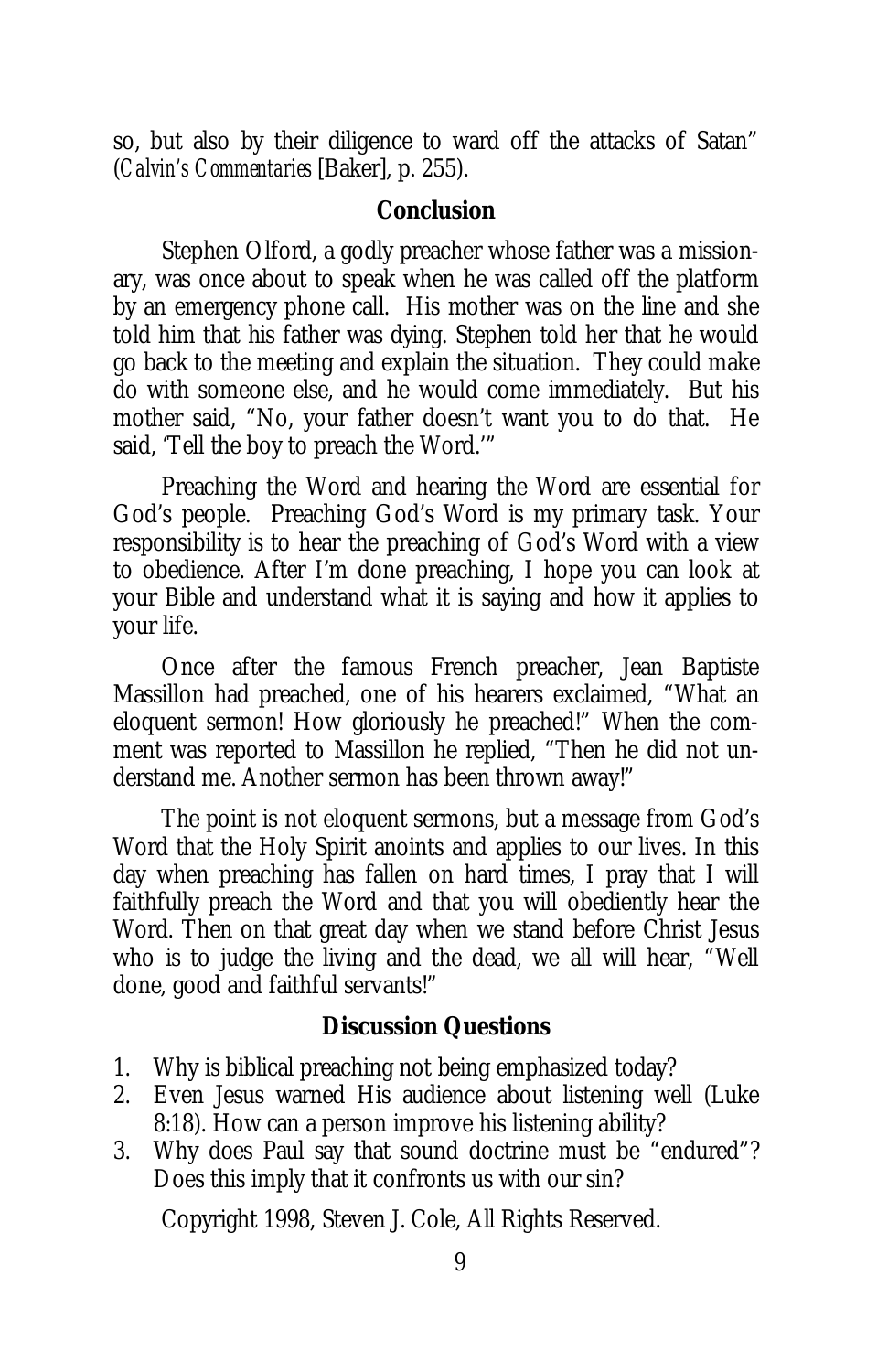so, but also by their diligence to ward off the attacks of Satan" (*Calvin's Commentaries* [Baker], p. 255).

## Conclusion

Stephen Olford, a godly preacher whose father was a missionary, was once about to speak when he was called off the platform by an emergency phone call. His mother was on the line and she told him that his father was dying. Stephen told her that he would go back to the meeting and explain the situation. They could make do with someone else, and he would come immediately. But his mother said, "No, your father doesn't want you to do that. He said, 'Tell the boy to preach the Word.'"

Preaching the Word and hearing the Word are essential for God's people. Preaching God's Word is my primary task. Your responsibility is to hear the preaching of God's Word with a view to obedience. After I'm done preaching, I hope you can look at your Bible and understand what it is saying and how it applies to your life.

Once after the famous French preacher, Jean Baptiste Massillon had preached, one of his hearers exclaimed, "What an eloquent sermon! How gloriously he preached!" When the comment was reported to Massillon he replied, "Then he did not understand me. Another sermon has been thrown away!"

The point is not eloquent sermons, but a message from God's Word that the Holy Spirit anoints and applies to our lives. In this day when preaching has fallen on hard times, I pray that I will faithfully preach the Word and that you will obediently hear the Word. Then on that great day when we stand before Christ Jesus who is to judge the living and the dead, we all will hear, "Well done, good and faithful servants!"

## Discussion Questions

1. Why is biblical preaching not being emphasized today?
2. Even Jesus warned His audience about listening well (Luke 8:18). How can a person improve his listening ability?
3. Why does Paul say that sound doctrine must be "endured"? Does this imply that it confronts us with our sin?

Copyright 1998, Steven J. Cole, All Rights Reserved.